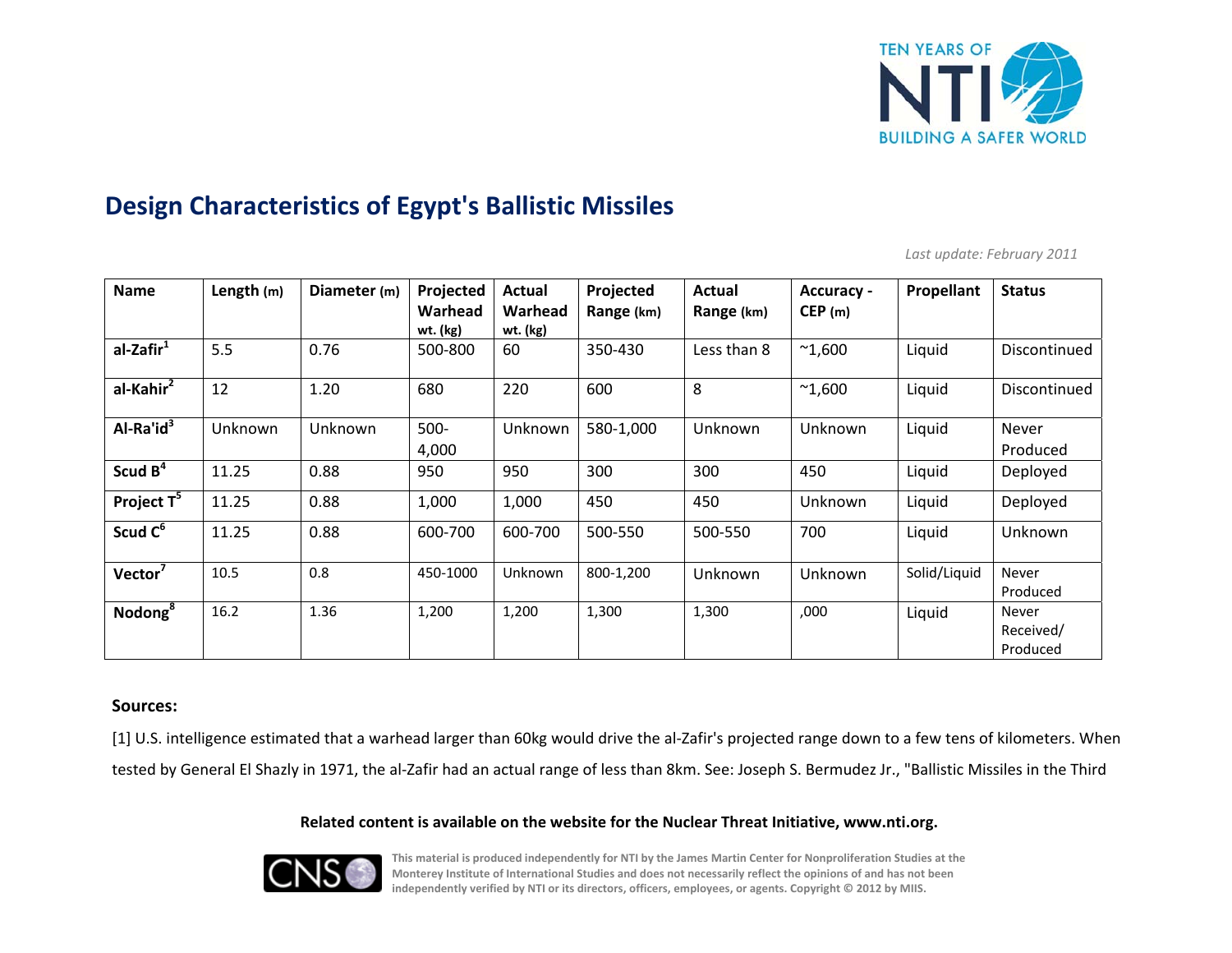# Design Characteristics of Egypt's Ballistic Missiles

*Last update: February 2011*

| Name | Length (m) | Diameter (m) | Projected Warhead wt. (kg) | Actual Warhead wt. (kg) | Projected Range (km) | Actual Range (km) | Accuracy - CEP (m) | Propellant | Status |
|---|---|---|---|---|---|---|---|---|---|
| **al-Zafir**[1] | 5.5 | 0.76 | 500-800 | 60 | 350-430 | Less than 8 | ~1,600 | Liquid | Discontinued |
| **al-Kahir**[2] | 12 | 1.20 | 680 | 220 | 600 | 8 | ~1,600 | Liquid | Discontinued |
| **Al-Ra'id**[3] | Unknown | Unknown | 500-4,000 | Unknown | 580-1,000 | Unknown | Unknown | Liquid | Never Produced |
| **Scud B**[4] | 11.25 | 0.88 | 950 | 950 | 300 | 300 | 450 | Liquid | Deployed |
| **Project T**[5] | 11.25 | 0.88 | 1,000 | 1,000 | 450 | 450 | Unknown | Liquid | Deployed |
| **Scud C**[6] | 11.25 | 0.88 | 600-700 | 600-700 | 500-550 | 500-550 | 700 | Liquid | Unknown |
| **Vector**[7] | 10.5 | 0.8 | 450-1000 | Unknown | 800-1,200 | Unknown | Unknown | Solid/Liquid | Never Produced |
| **Nodong**[8] | 16.2 | 1.36 | 1,200 | 1,200 | 1,300 | 1,300 | ,000 | Liquid | Never Received/ Produced |

**Sources:**

[1] U.S. intelligence estimated that a warhead larger than 60kg would drive the al-Zafir's projected range down to a few tens of kilometers. When tested by General El Shazly in 1971, the al-Zafir had an actual range of less than 8km. See: Joseph S. Bermudez Jr., "Ballistic Missiles in the Third

**Related content is available on the website for the Nuclear Threat Initiative, www.nti.org.**

This material is produced independently for NTI by the James Martin Center for Nonproliferation Studies at the Monterey Institute of International Studies and does not necessarily reflect the opinions of and has not been independently verified by NTI or its directors, officers, employees, or agents. Copyright © 2012 by MIIS.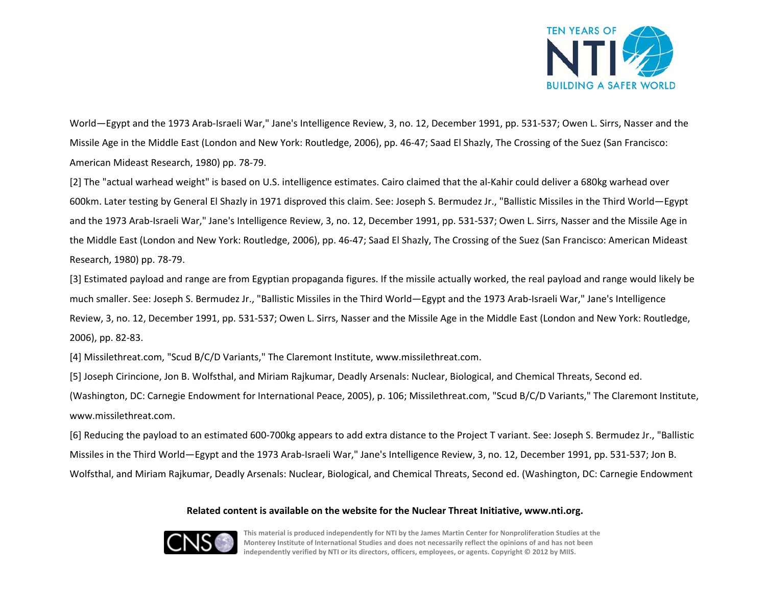World—Egypt and the 1973 Arab-Israeli War," Jane's Intelligence Review, 3, no. 12, December 1991, pp. 531-537; Owen L. Sirrs, Nasser and the Missile Age in the Middle East (London and New York: Routledge, 2006), pp. 46-47; Saad El Shazly, The Crossing of the Suez (San Francisco: American Mideast Research, 1980) pp. 78-79.

[2] The "actual warhead weight" is based on U.S. intelligence estimates. Cairo claimed that the al-Kahir could deliver a 680kg warhead over 600km. Later testing by General El Shazly in 1971 disproved this claim. See: Joseph S. Bermudez Jr., "Ballistic Missiles in the Third World—Egypt and the 1973 Arab-Israeli War," Jane's Intelligence Review, 3, no. 12, December 1991, pp. 531-537; Owen L. Sirrs, Nasser and the Missile Age in the Middle East (London and New York: Routledge, 2006), pp. 46-47; Saad El Shazly, The Crossing of the Suez (San Francisco: American Mideast Research, 1980) pp. 78-79.

[3] Estimated payload and range are from Egyptian propaganda figures. If the missile actually worked, the real payload and range would likely be much smaller. See: Joseph S. Bermudez Jr., "Ballistic Missiles in the Third World—Egypt and the 1973 Arab-Israeli War," Jane's Intelligence Review, 3, no. 12, December 1991, pp. 531-537; Owen L. Sirrs, Nasser and the Missile Age in the Middle East (London and New York: Routledge, 2006), pp. 82-83.

[4] Missilethreat.com, "Scud B/C/D Variants," The Claremont Institute, www.missilethreat.com.

[5] Joseph Cirincione, Jon B. Wolfsthal, and Miriam Rajkumar, Deadly Arsenals: Nuclear, Biological, and Chemical Threats, Second ed. (Washington, DC: Carnegie Endowment for International Peace, 2005), p. 106; Missilethreat.com, "Scud B/C/D Variants," The Claremont Institute, www.missilethreat.com.

[6] Reducing the payload to an estimated 600-700kg appears to add extra distance to the Project T variant. See: Joseph S. Bermudez Jr., "Ballistic Missiles in the Third World—Egypt and the 1973 Arab-Israeli War," Jane's Intelligence Review, 3, no. 12, December 1991, pp. 531-537; Jon B. Wolfsthal, and Miriam Rajkumar, Deadly Arsenals: Nuclear, Biological, and Chemical Threats, Second ed. (Washington, DC: Carnegie Endowment

**Related content is available on the website for the Nuclear Threat Initiative, www.nti.org.**

This material is produced independently for NTI by the James Martin Center for Nonproliferation Studies at the Monterey Institute of International Studies and does not necessarily reflect the opinions of and has not been independently verified by NTI or its directors, officers, employees, or agents. Copyright © 2012 by MIIS.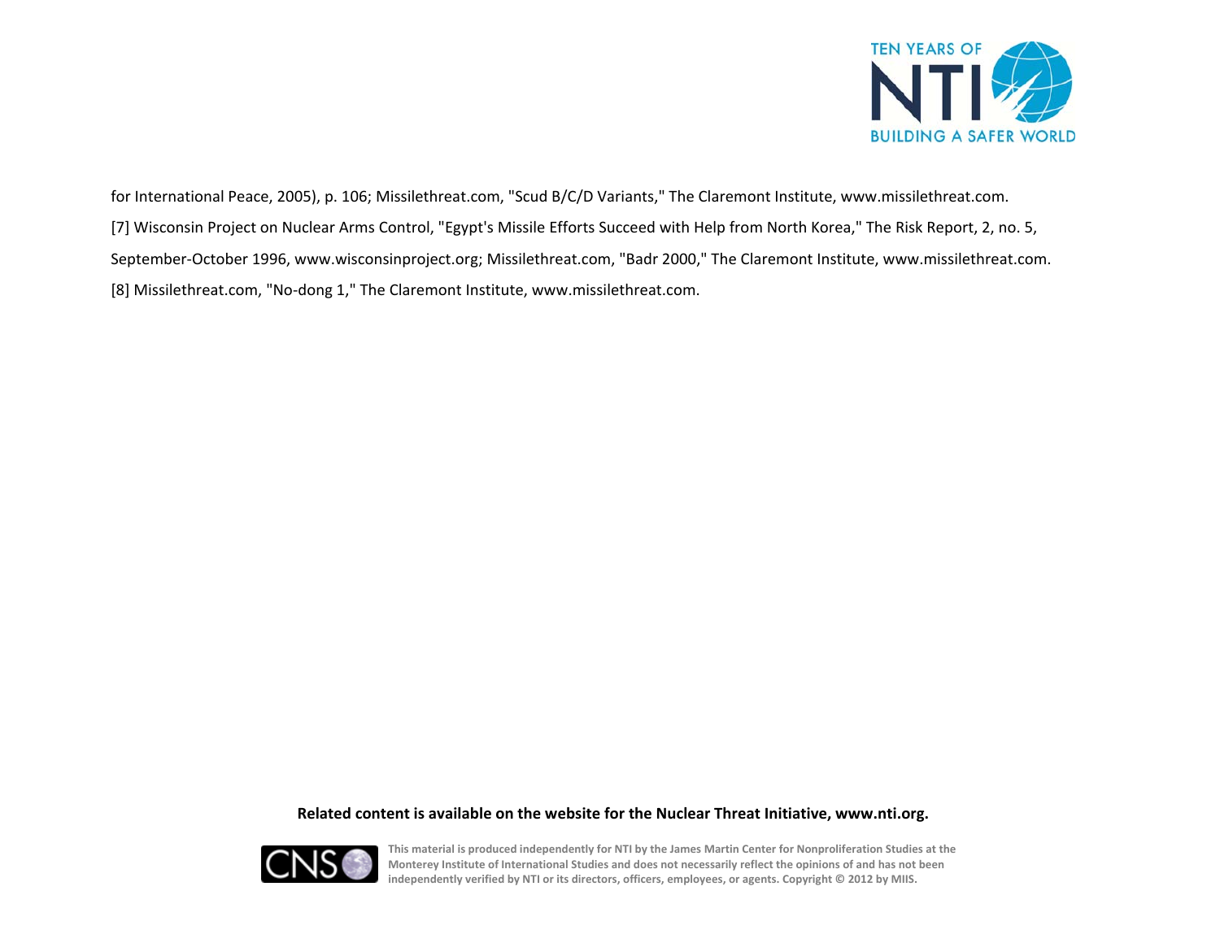for International Peace, 2005), p. 106; Missilethreat.com, "Scud B/C/D Variants," The Claremont Institute, www.missilethreat.com.

[7] Wisconsin Project on Nuclear Arms Control, "Egypt's Missile Efforts Succeed with Help from North Korea," The Risk Report, 2, no. 5, September-October 1996, www.wisconsinproject.org; Missilethreat.com, "Badr 2000," The Claremont Institute, www.missilethreat.com.

[8] Missilethreat.com, "No-dong 1," The Claremont Institute, www.missilethreat.com.

**Related content is available on the website for the Nuclear Threat Initiative, www.nti.org.**

**This material is produced independently for NTI by the James Martin Center for Nonproliferation Studies at the Monterey Institute of International Studies and does not necessarily reflect the opinions of and has not been independently verified by NTI or its directors, officers, employees, or agents. Copyright © 2012 by MIIS.**